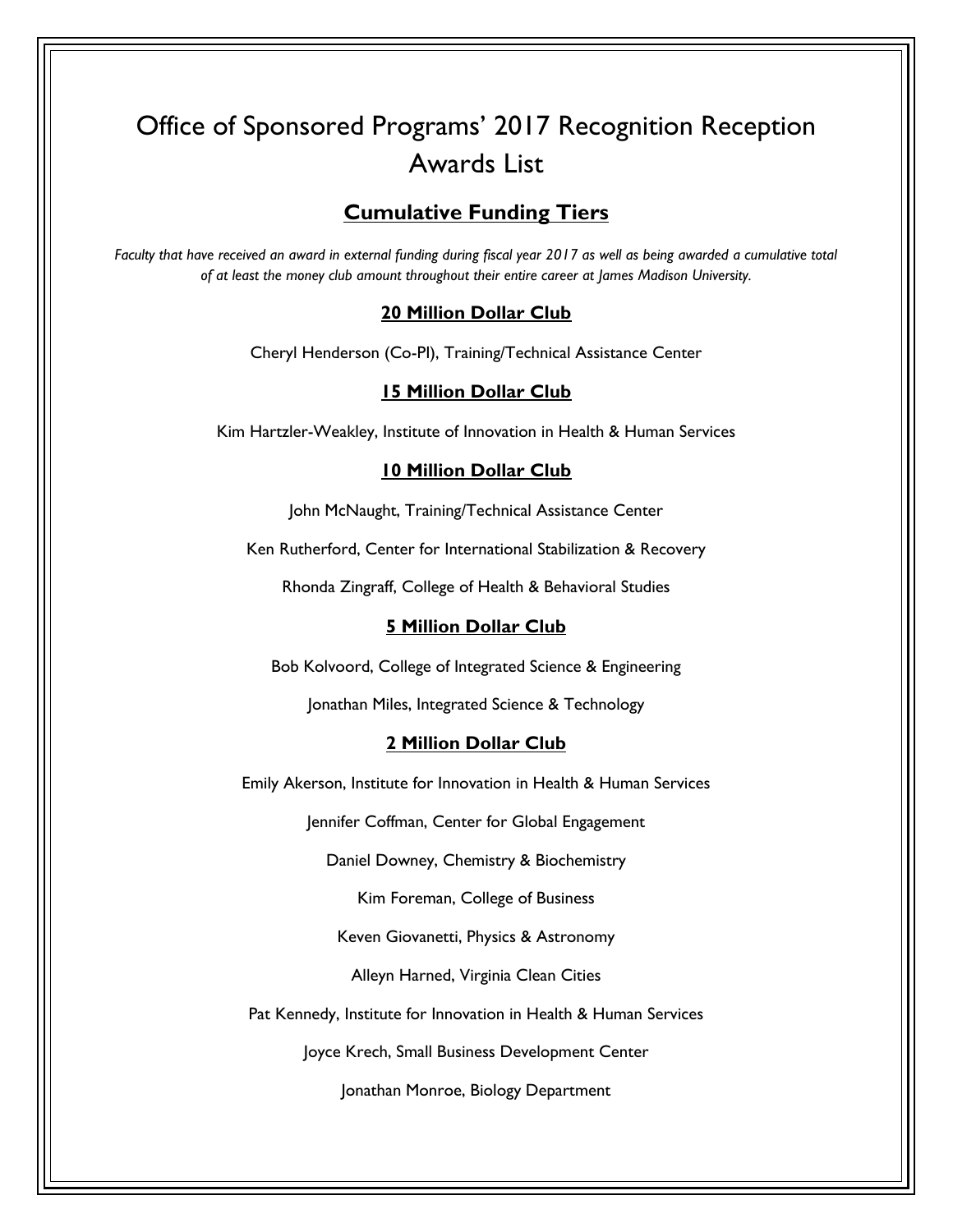# Office of Sponsored Programs' 2017 Recognition Reception Awards List

## Cumulative Funding Tiers

*Faculty that have received an award in external funding during fiscal year 2017 as well as being awarded a cumulative total of at least the money club amount throughout their entire career at James Madison University.*

### 20 Million Dollar Club

Cheryl Henderson (Co-PI), Training/Technical Assistance Center

### 15 Million Dollar Club

Kim Hartzler-Weakley, Institute of Innovation in Health & Human Services

### 10 Million Dollar Club

John McNaught, Training/Technical Assistance Center

Ken Rutherford, Center for International Stabilization & Recovery

Rhonda Zingraff, College of Health & Behavioral Studies

### 5 Million Dollar Club

Bob Kolvoord, College of Integrated Science & Engineering

Jonathan Miles, Integrated Science & Technology

### 2 Million Dollar Club

Emily Akerson, Institute for Innovation in Health & Human Services

Jennifer Coffman, Center for Global Engagement

Daniel Downey, Chemistry & Biochemistry

Kim Foreman, College of Business

Keven Giovanetti, Physics & Astronomy

Alleyn Harned, Virginia Clean Cities

Pat Kennedy, Institute for Innovation in Health & Human Services

Joyce Krech, Small Business Development Center

Jonathan Monroe, Biology Department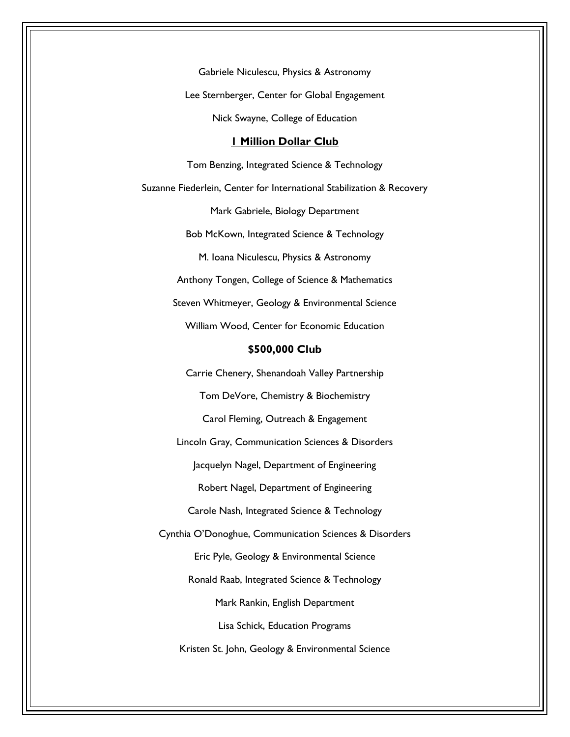Gabriele Niculescu, Physics & Astronomy

Lee Sternberger, Center for Global Engagement

Nick Swayne, College of Education

## 1 Million Dollar Club

Tom Benzing, Integrated Science & Technology

Suzanne Fiederlein, Center for International Stabilization & Recovery

Mark Gabriele, Biology Department

Bob McKown, Integrated Science & Technology

M. Ioana Niculescu, Physics & Astronomy

Anthony Tongen, College of Science & Mathematics

Steven Whitmeyer, Geology & Environmental Science

William Wood, Center for Economic Education

## $500,000 Club

Carrie Chenery, Shenandoah Valley Partnership

Tom DeVore, Chemistry & Biochemistry

Carol Fleming, Outreach & Engagement

Lincoln Gray, Communication Sciences & Disorders

Jacquelyn Nagel, Department of Engineering

Robert Nagel, Department of Engineering

Carole Nash, Integrated Science & Technology

Cynthia O'Donoghue, Communication Sciences & Disorders

Eric Pyle, Geology & Environmental Science

Ronald Raab, Integrated Science & Technology

Mark Rankin, English Department

Lisa Schick, Education Programs

Kristen St. John, Geology & Environmental Science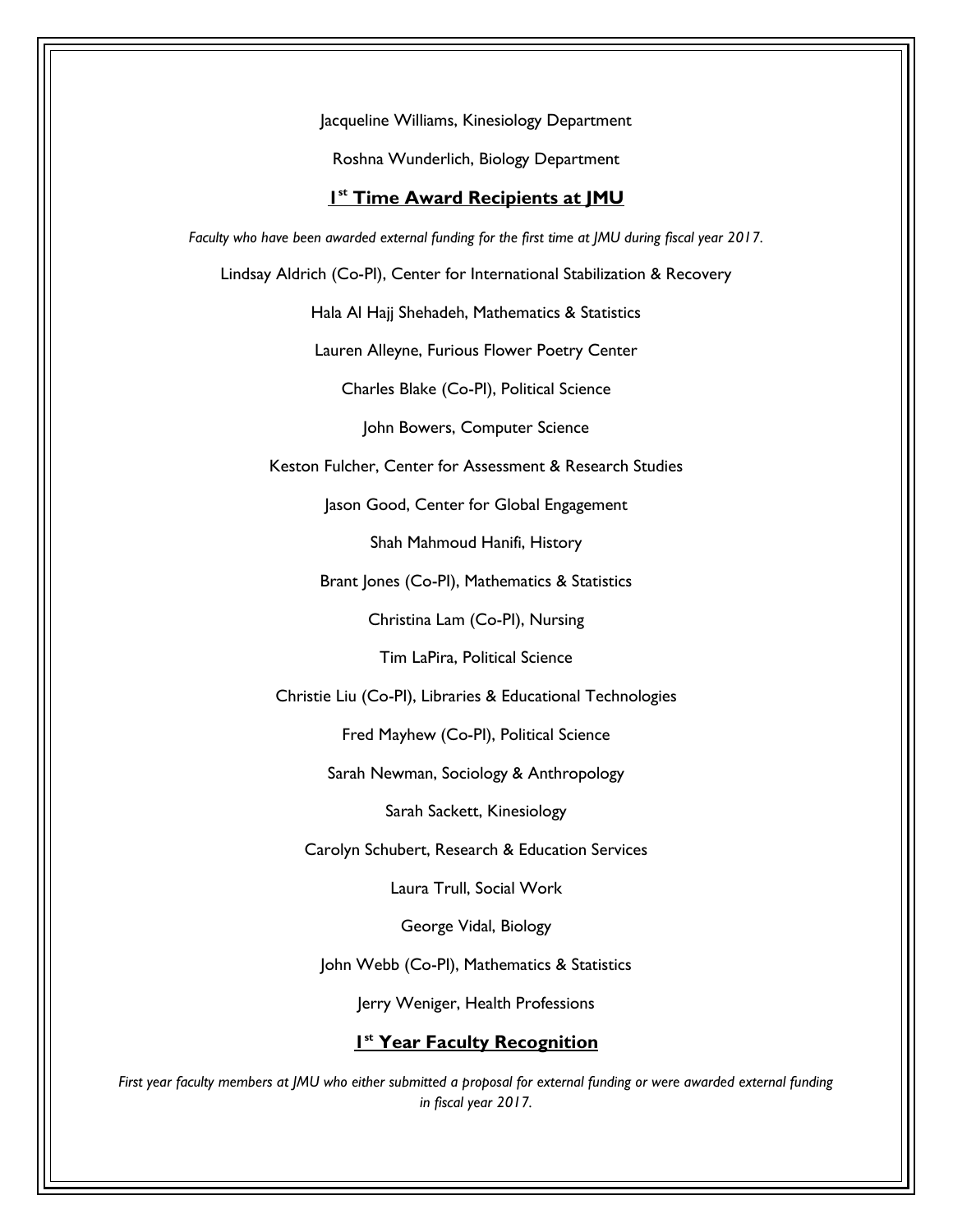Jacqueline Williams, Kinesiology Department

Roshna Wunderlich, Biology Department

## 1st Time Award Recipients at JMU

*Faculty who have been awarded external funding for the first time at JMU during fiscal year 2017.*

Lindsay Aldrich (Co-PI), Center for International Stabilization & Recovery

Hala Al Hajj Shehadeh, Mathematics & Statistics

Lauren Alleyne, Furious Flower Poetry Center

Charles Blake (Co-PI), Political Science

John Bowers, Computer Science

Keston Fulcher, Center for Assessment & Research Studies

Jason Good, Center for Global Engagement

Shah Mahmoud Hanifi, History

Brant Jones (Co-PI), Mathematics & Statistics

Christina Lam (Co-PI), Nursing

Tim LaPira, Political Science

Christie Liu (Co-PI), Libraries & Educational Technologies

Fred Mayhew (Co-PI), Political Science

Sarah Newman, Sociology & Anthropology

Sarah Sackett, Kinesiology

Carolyn Schubert, Research & Education Services

Laura Trull, Social Work

George Vidal, Biology

John Webb (Co-PI), Mathematics & Statistics

Jerry Weniger, Health Professions

## 1st Year Faculty Recognition

*First year faculty members at JMU who either submitted a proposal for external funding or were awarded external funding in fiscal year 2017.*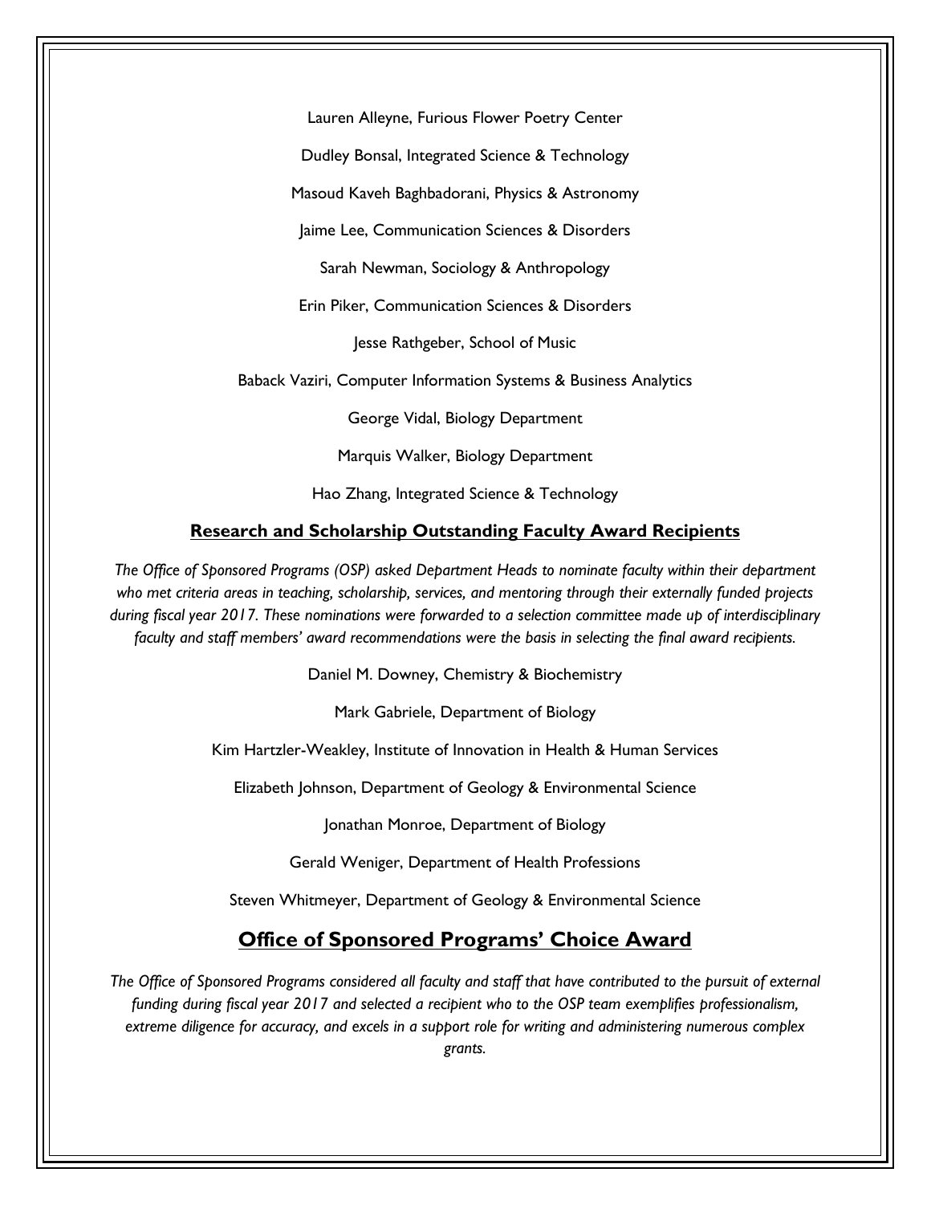Lauren Alleyne, Furious Flower Poetry Center

Dudley Bonsal, Integrated Science & Technology

Masoud Kaveh Baghbadorani, Physics & Astronomy

Jaime Lee, Communication Sciences & Disorders

Sarah Newman, Sociology & Anthropology

Erin Piker, Communication Sciences & Disorders

Jesse Rathgeber, School of Music

Baback Vaziri, Computer Information Systems & Business Analytics

George Vidal, Biology Department

Marquis Walker, Biology Department

Hao Zhang, Integrated Science & Technology

### Research and Scholarship Outstanding Faculty Award Recipients

*The Office of Sponsored Programs (OSP) asked Department Heads to nominate faculty within their department who met criteria areas in teaching, scholarship, services, and mentoring through their externally funded projects during fiscal year 2017. These nominations were forwarded to a selection committee made up of interdisciplinary faculty and staff members' award recommendations were the basis in selecting the final award recipients.*

Daniel M. Downey, Chemistry & Biochemistry

Mark Gabriele, Department of Biology

Kim Hartzler-Weakley, Institute of Innovation in Health & Human Services

Elizabeth Johnson, Department of Geology & Environmental Science

Jonathan Monroe, Department of Biology

Gerald Weniger, Department of Health Professions

Steven Whitmeyer, Department of Geology & Environmental Science

## Office of Sponsored Programs' Choice Award

*The Office of Sponsored Programs considered all faculty and staff that have contributed to the pursuit of external funding during fiscal year 2017 and selected a recipient who to the OSP team exemplifies professionalism, extreme diligence for accuracy, and excels in a support role for writing and administering numerous complex grants.*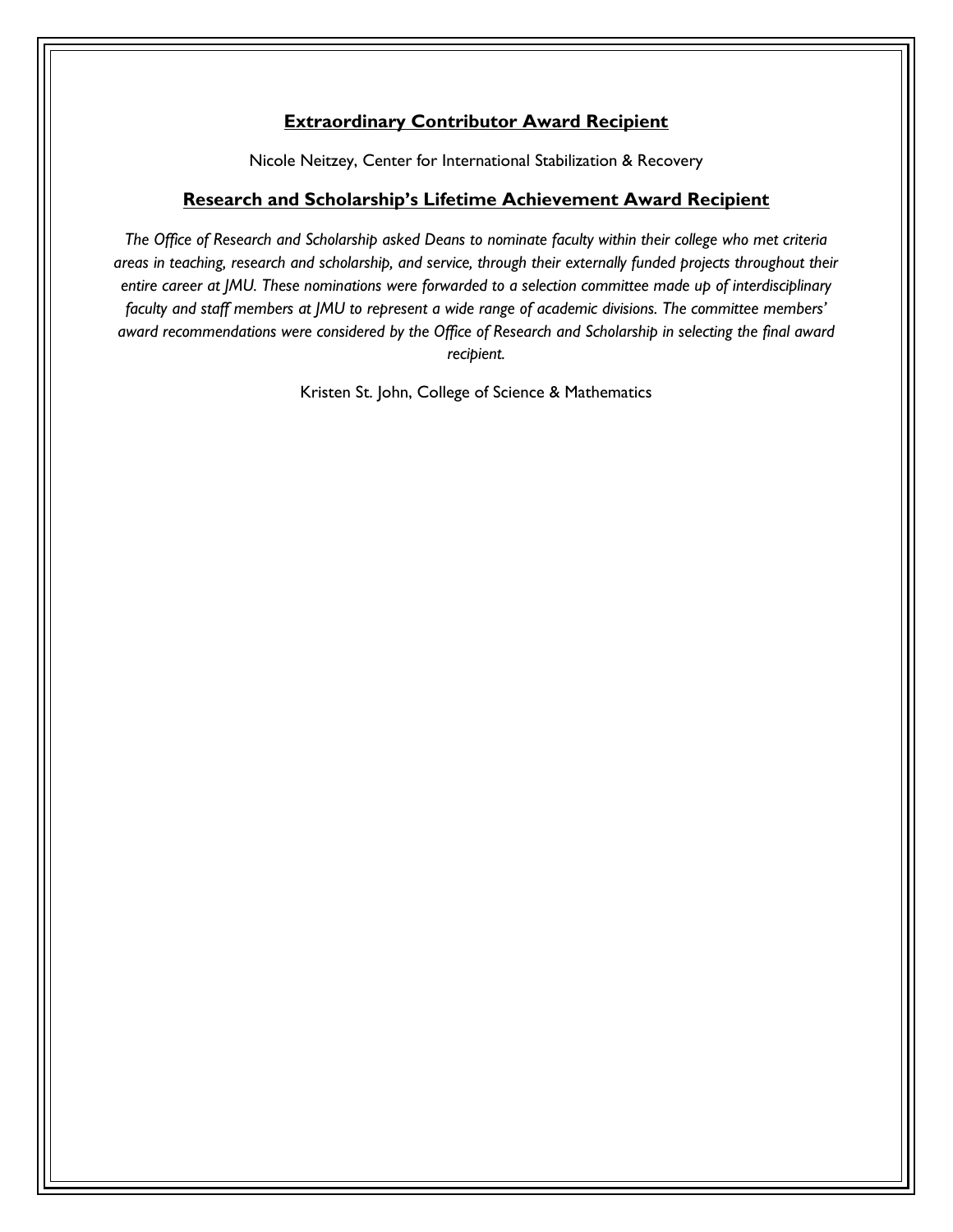## **Extraordinary Contributor Award Recipient**

Nicole Neitzey, Center for International Stabilization & Recovery

## **Research and Scholarship's Lifetime Achievement Award Recipient**

*The Office of Research and Scholarship asked Deans to nominate faculty within their college who met criteria areas in teaching, research and scholarship, and service, through their externally funded projects throughout their entire career at JMU. These nominations were forwarded to a selection committee made up of interdisciplinary faculty and staff members at JMU to represent a wide range of academic divisions. The committee members' award recommendations were considered by the Office of Research and Scholarship in selecting the final award recipient.*

Kristen St. John, College of Science & Mathematics